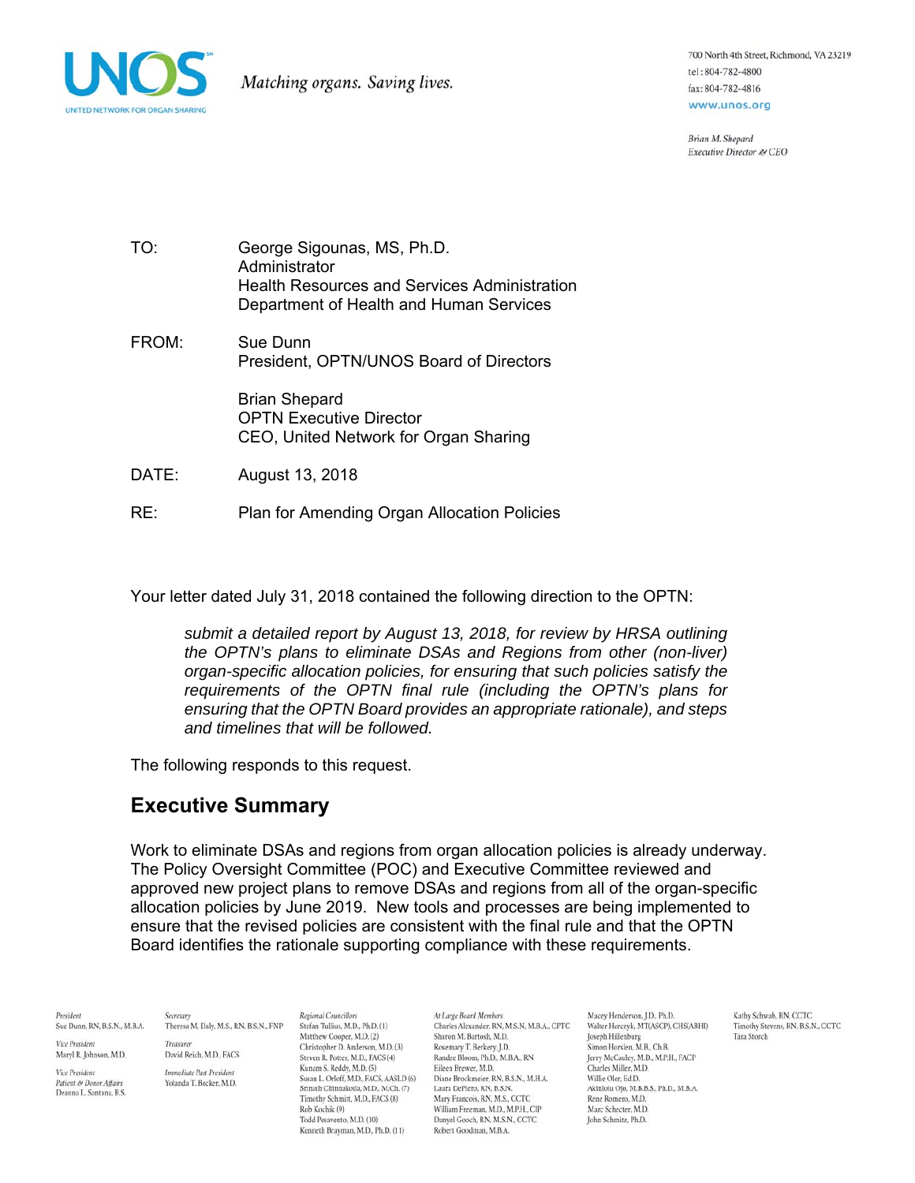UNOS

UNITED NETWORK FOR ORGAN SHARING

*Matching organs. Saving lives.*

700 North 4th Street, Richmond, VA 23219
tel: 804-782-4800
fax: 804-782-4816
www.unos.org

*Brian M. Shepard*
*Executive Director & CEO*

TO: George Sigounas, MS, Ph.D.
Administrator
Health Resources and Services Administration
Department of Health and Human Services

FROM: Sue Dunn
President, OPTN/UNOS Board of Directors

Brian Shepard
OPTN Executive Director
CEO, United Network for Organ Sharing

DATE: August 13, 2018

RE: Plan for Amending Organ Allocation Policies

Your letter dated July 31, 2018 contained the following direction to the OPTN:

> *submit a detailed report by August 13, 2018, for review by HRSA outlining the OPTN's plans to eliminate DSAs and Regions from other (non-liver) organ-specific allocation policies, for ensuring that such policies satisfy the requirements of the OPTN final rule (including the OPTN's plans for ensuring that the OPTN Board provides an appropriate rationale), and steps and timelines that will be followed.*

The following responds to this request.

## Executive Summary

Work to eliminate DSAs and regions from organ allocation policies is already underway. The Policy Oversight Committee (POC) and Executive Committee reviewed and approved new project plans to remove DSAs and regions from all of the organ-specific allocation policies by June 2019. New tools and processes are being implemented to ensure that the revised policies are consistent with the final rule and that the OPTN Board identifies the rationale supporting compliance with these requirements.

*President*
Sue Dunn, RN, B.S.N., M.B.A.

*Vice President*
Maryl R. Johnson, M.D.

*Vice President Patient & Donor Affairs*
Deanna L. Santana, B.S.

*Secretary*
Theresa M. Daly, M.S., RN, B.S.N., FNP

*Treasurer*
David Reich, M.D., FACS

*Immediate Past President*
Yolanda T. Becker, M.D.

*Regional Councillors*
Stefan Tullius, M.D., Ph.D. (1)
Matthew Cooper, M.D. (2)
Christopher D. Anderson, M.D. (3)
Steven R. Potter, M.D., FACS (4)
Kunam S. Reddy, M.D. (5)
Susan L. Orloff, M.D., FACS, AASLD (6)
Srinath Chinnakotla, M.D., M.Ch. (7)
Timothy Schmitt, M.D., FACS (8)
Rob Kochik (9)
Todd Pesavento, M.D. (10)
Kenneth Brayman, M.D., Ph.D. (11)

*At Large Board Members*
Charles Alexander, RN, M.S.N., M.B.A., CPTC
Sharon M. Bartosh, M.D.
Rosemary T. Berkery, J.D.
Randee Bloom, Ph.D., M.B.A., RN
Eileen Brewer, M.D.
Diane Brockmeier, RN, B.S.N., M.H.A.
Laura DePiero, RN, B.S.N.
Mary Francois, RN, M.S., CCTC
William Freeman, M.D., M.P.H., CIP
Danyel Gooch, RN, M.S.N., CCTC
Robert Goodman, M.B.A.
Macey Henderson, J.D., Ph.D.
Walter Herczyk, MT(ASCP), CHS(ABHI)
Joseph Hillenburg
Simon Horslen, M.B., Ch.B.
Jerry McCauley, M.D., M.P.H., FACP
Charles Miller, M.D.
Willie Oler, Ed.D.
Akinlolu Ojo, M.B.B.S., Ph.D., M.B.A.
Rene Romero, M.D.
Marc Schecter, M.D.
John Schmitz, Ph.D.
Kathy Schwab, RN, CCTC
Timothy Stevens, RN, B.S.N., CCTC
Tara Storch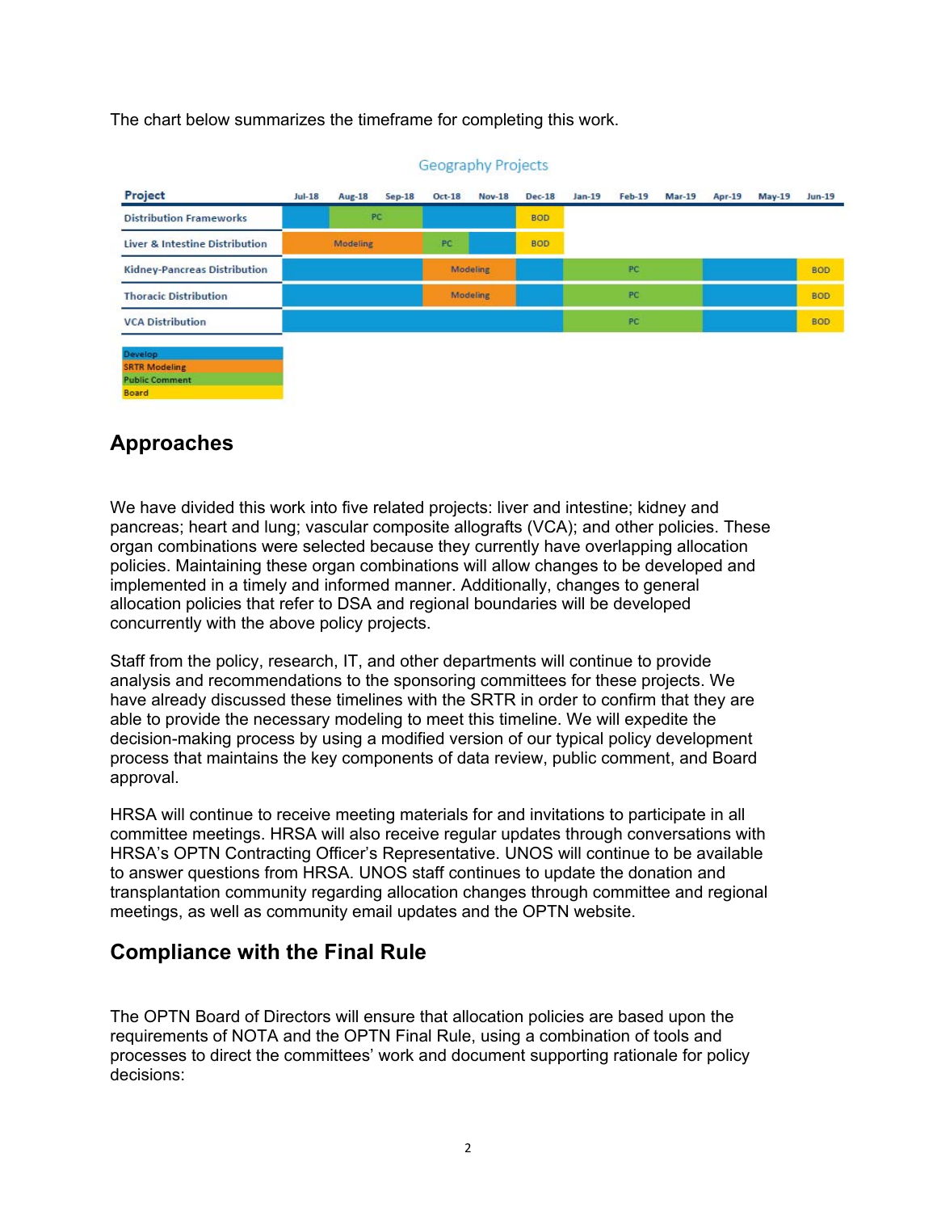The chart below summarizes the timeframe for completing this work.

**Geography Projects**

| Project | Jul-18 | Aug-18 | Sep-18 | Oct-18 | Nov-18 | Dec-18 | Jan-19 | Feb-19 | Mar-19 | Apr-19 | May-19 | Jun-19 |
|---|---|---|---|---|---|---|---|---|---|---|---|---|
| Distribution Frameworks | Develop | PC | PC | Develop | Develop | BOD | | | | | | |
| Liver & Intestine Distribution | Modeling | Modeling | Modeling | PC | Develop | BOD | | | | | | |
| Kidney-Pancreas Distribution | Develop | Develop | Develop | Modeling | Modeling | Develop | PC | PC | PC | Develop | Develop | BOD |
| Thoracic Distribution | Develop | Develop | Develop | Modeling | Modeling | Develop | PC | PC | PC | Develop | Develop | BOD |
| VCA Distribution | Develop | Develop | Develop | Develop | Develop | Develop | PC | PC | PC | Develop | Develop | BOD |

Legend: Develop; SRTR Modeling; Public Comment; Board

## Approaches

We have divided this work into five related projects: liver and intestine; kidney and pancreas; heart and lung; vascular composite allografts (VCA); and other policies. These organ combinations were selected because they currently have overlapping allocation policies. Maintaining these organ combinations will allow changes to be developed and implemented in a timely and informed manner. Additionally, changes to general allocation policies that refer to DSA and regional boundaries will be developed concurrently with the above policy projects.

Staff from the policy, research, IT, and other departments will continue to provide analysis and recommendations to the sponsoring committees for these projects. We have already discussed these timelines with the SRTR in order to confirm that they are able to provide the necessary modeling to meet this timeline. We will expedite the decision-making process by using a modified version of our typical policy development process that maintains the key components of data review, public comment, and Board approval.

HRSA will continue to receive meeting materials for and invitations to participate in all committee meetings. HRSA will also receive regular updates through conversations with HRSA's OPTN Contracting Officer's Representative. UNOS will continue to be available to answer questions from HRSA. UNOS staff continues to update the donation and transplantation community regarding allocation changes through committee and regional meetings, as well as community email updates and the OPTN website.

## Compliance with the Final Rule

The OPTN Board of Directors will ensure that allocation policies are based upon the requirements of NOTA and the OPTN Final Rule, using a combination of tools and processes to direct the committees' work and document supporting rationale for policy decisions: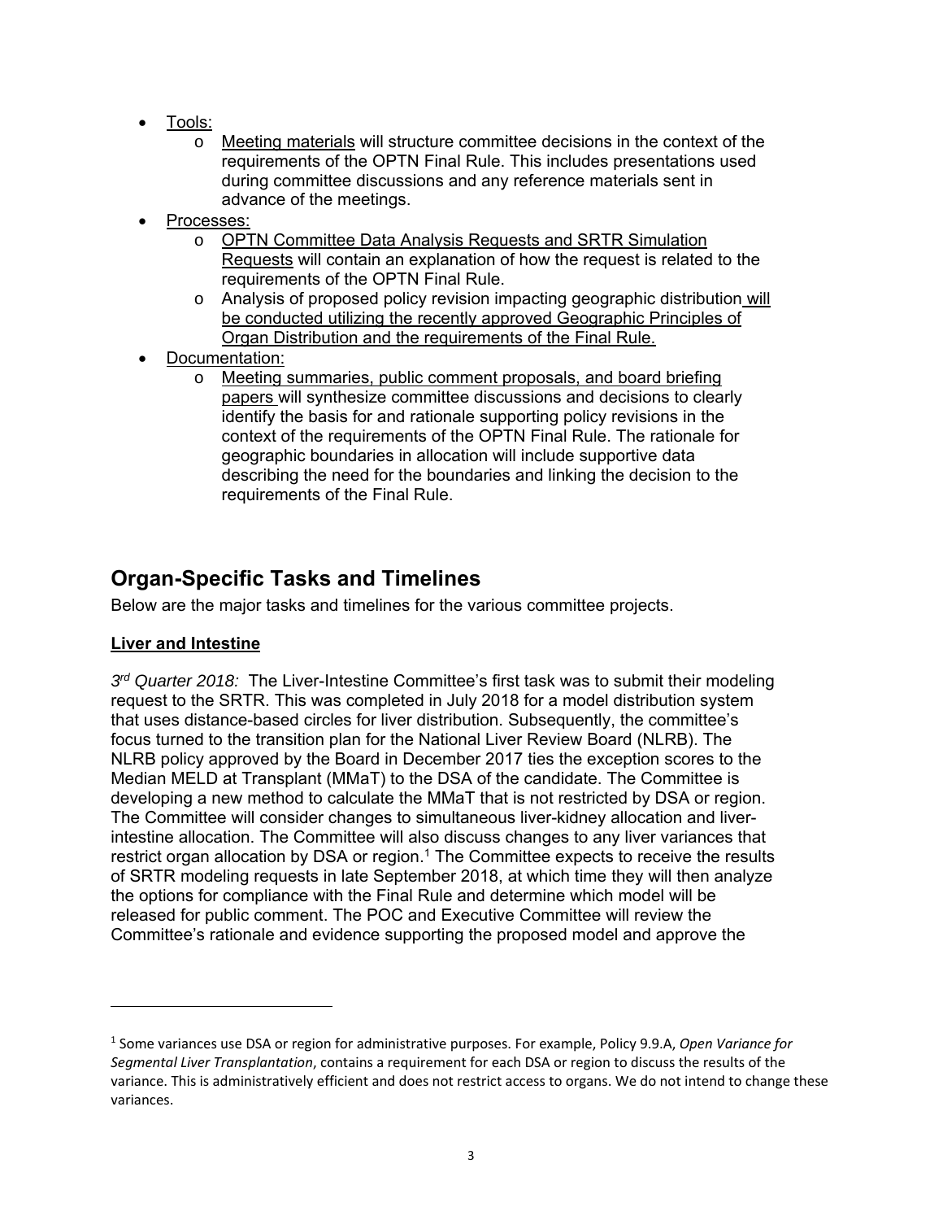- Tools:
    - Meeting materials will structure committee decisions in the context of the requirements of the OPTN Final Rule. This includes presentations used during committee discussions and any reference materials sent in advance of the meetings.
- Processes:
    - OPTN Committee Data Analysis Requests and SRTR Simulation Requests will contain an explanation of how the request is related to the requirements of the OPTN Final Rule.
    - Analysis of proposed policy revision impacting geographic distribution will be conducted utilizing the recently approved Geographic Principles of Organ Distribution and the requirements of the Final Rule.
- Documentation:
    - Meeting summaries, public comment proposals, and board briefing papers will synthesize committee discussions and decisions to clearly identify the basis for and rationale supporting policy revisions in the context of the requirements of the OPTN Final Rule. The rationale for geographic boundaries in allocation will include supportive data describing the need for the boundaries and linking the decision to the requirements of the Final Rule.

## Organ-Specific Tasks and Timelines

Below are the major tasks and timelines for the various committee projects.

### Liver and Intestine

*3rd Quarter 2018:* The Liver-Intestine Committee's first task was to submit their modeling request to the SRTR. This was completed in July 2018 for a model distribution system that uses distance-based circles for liver distribution. Subsequently, the committee's focus turned to the transition plan for the National Liver Review Board (NLRB). The NLRB policy approved by the Board in December 2017 ties the exception scores to the Median MELD at Transplant (MMaT) to the DSA of the candidate. The Committee is developing a new method to calculate the MMaT that is not restricted by DSA or region. The Committee will consider changes to simultaneous liver-kidney allocation and liver-intestine allocation. The Committee will also discuss changes to any liver variances that restrict organ allocation by DSA or region.[1] The Committee expects to receive the results of SRTR modeling requests in late September 2018, at which time they will then analyze the options for compliance with the Final Rule and determine which model will be released for public comment. The POC and Executive Committee will review the Committee's rationale and evidence supporting the proposed model and approve the

[1] Some variances use DSA or region for administrative purposes. For example, Policy 9.9.A, *Open Variance for Segmental Liver Transplantation*, contains a requirement for each DSA or region to discuss the results of the variance. This is administratively efficient and does not restrict access to organs. We do not intend to change these variances.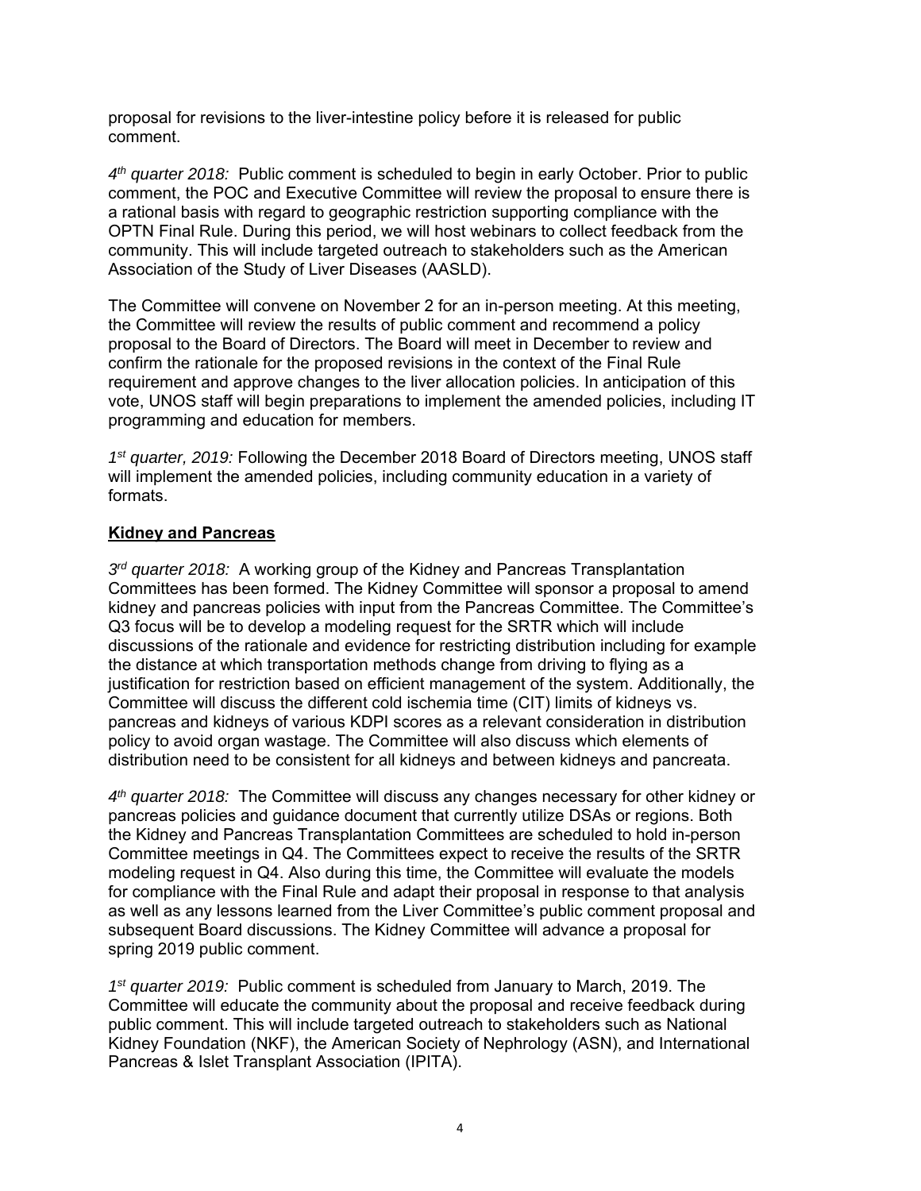proposal for revisions to the liver-intestine policy before it is released for public comment.

*4th quarter 2018:* Public comment is scheduled to begin in early October. Prior to public comment, the POC and Executive Committee will review the proposal to ensure there is a rational basis with regard to geographic restriction supporting compliance with the OPTN Final Rule. During this period, we will host webinars to collect feedback from the community. This will include targeted outreach to stakeholders such as the American Association of the Study of Liver Diseases (AASLD).

The Committee will convene on November 2 for an in-person meeting. At this meeting, the Committee will review the results of public comment and recommend a policy proposal to the Board of Directors. The Board will meet in December to review and confirm the rationale for the proposed revisions in the context of the Final Rule requirement and approve changes to the liver allocation policies. In anticipation of this vote, UNOS staff will begin preparations to implement the amended policies, including IT programming and education for members.

*1st quarter, 2019:* Following the December 2018 Board of Directors meeting, UNOS staff will implement the amended policies, including community education in a variety of formats.

**Kidney and Pancreas**

*3rd quarter 2018:* A working group of the Kidney and Pancreas Transplantation Committees has been formed. The Kidney Committee will sponsor a proposal to amend kidney and pancreas policies with input from the Pancreas Committee. The Committee's Q3 focus will be to develop a modeling request for the SRTR which will include discussions of the rationale and evidence for restricting distribution including for example the distance at which transportation methods change from driving to flying as a justification for restriction based on efficient management of the system. Additionally, the Committee will discuss the different cold ischemia time (CIT) limits of kidneys vs. pancreas and kidneys of various KDPI scores as a relevant consideration in distribution policy to avoid organ wastage. The Committee will also discuss which elements of distribution need to be consistent for all kidneys and between kidneys and pancreata.

*4th quarter 2018:* The Committee will discuss any changes necessary for other kidney or pancreas policies and guidance document that currently utilize DSAs or regions. Both the Kidney and Pancreas Transplantation Committees are scheduled to hold in-person Committee meetings in Q4. The Committees expect to receive the results of the SRTR modeling request in Q4. Also during this time, the Committee will evaluate the models for compliance with the Final Rule and adapt their proposal in response to that analysis as well as any lessons learned from the Liver Committee's public comment proposal and subsequent Board discussions. The Kidney Committee will advance a proposal for spring 2019 public comment.

*1st quarter 2019:* Public comment is scheduled from January to March, 2019. The Committee will educate the community about the proposal and receive feedback during public comment. This will include targeted outreach to stakeholders such as National Kidney Foundation (NKF), the American Society of Nephrology (ASN), and International Pancreas & Islet Transplant Association (IPITA).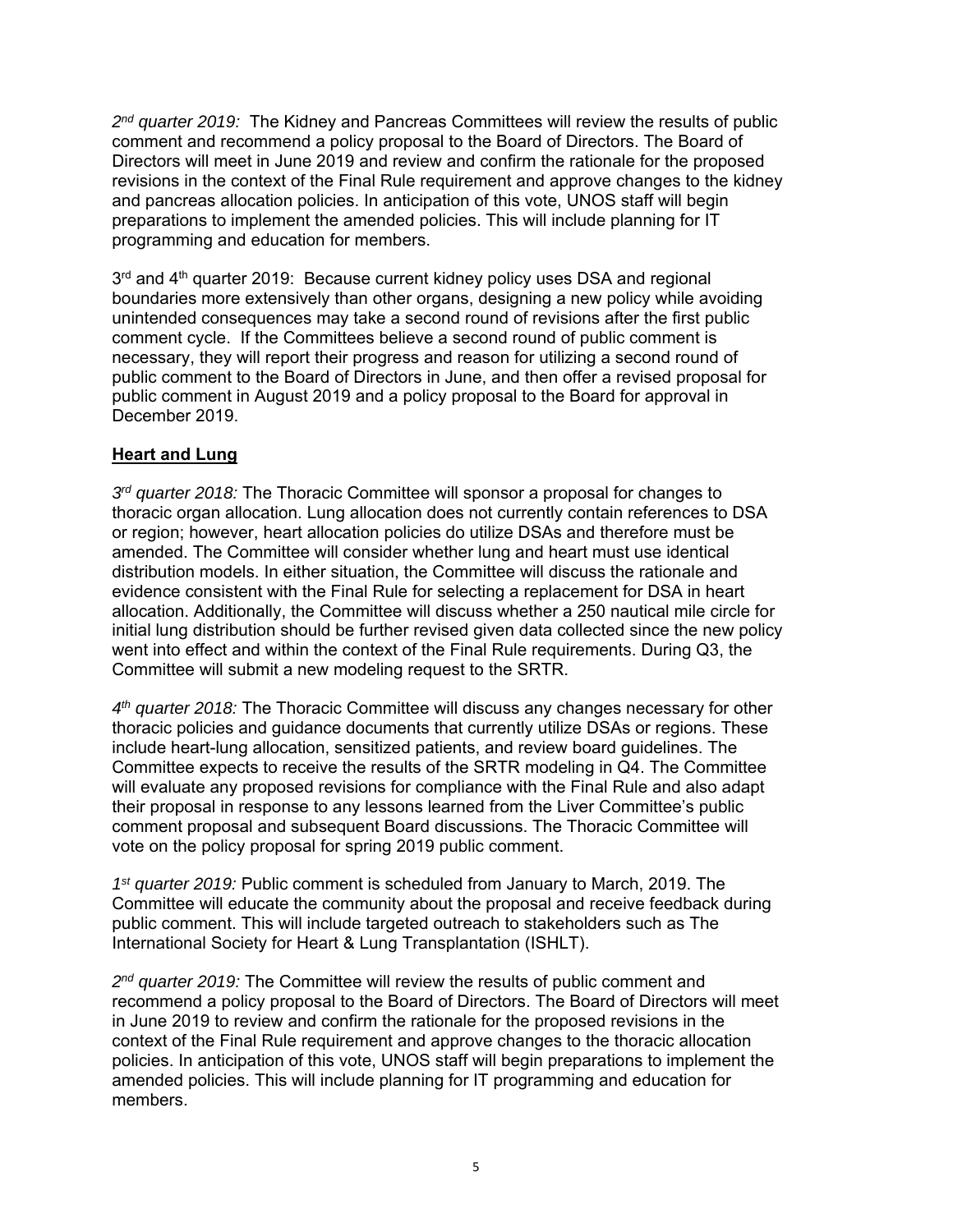*2nd quarter 2019:* The Kidney and Pancreas Committees will review the results of public comment and recommend a policy proposal to the Board of Directors. The Board of Directors will meet in June 2019 and review and confirm the rationale for the proposed revisions in the context of the Final Rule requirement and approve changes to the kidney and pancreas allocation policies. In anticipation of this vote, UNOS staff will begin preparations to implement the amended policies. This will include planning for IT programming and education for members.

3rd and 4th quarter 2019: Because current kidney policy uses DSA and regional boundaries more extensively than other organs, designing a new policy while avoiding unintended consequences may take a second round of revisions after the first public comment cycle. If the Committees believe a second round of public comment is necessary, they will report their progress and reason for utilizing a second round of public comment to the Board of Directors in June, and then offer a revised proposal for public comment in August 2019 and a policy proposal to the Board for approval in December 2019.

**Heart and Lung**

*3rd quarter 2018:* The Thoracic Committee will sponsor a proposal for changes to thoracic organ allocation. Lung allocation does not currently contain references to DSA or region; however, heart allocation policies do utilize DSAs and therefore must be amended. The Committee will consider whether lung and heart must use identical distribution models. In either situation, the Committee will discuss the rationale and evidence consistent with the Final Rule for selecting a replacement for DSA in heart allocation. Additionally, the Committee will discuss whether a 250 nautical mile circle for initial lung distribution should be further revised given data collected since the new policy went into effect and within the context of the Final Rule requirements. During Q3, the Committee will submit a new modeling request to the SRTR.

*4th quarter 2018:* The Thoracic Committee will discuss any changes necessary for other thoracic policies and guidance documents that currently utilize DSAs or regions. These include heart-lung allocation, sensitized patients, and review board guidelines. The Committee expects to receive the results of the SRTR modeling in Q4. The Committee will evaluate any proposed revisions for compliance with the Final Rule and also adapt their proposal in response to any lessons learned from the Liver Committee's public comment proposal and subsequent Board discussions. The Thoracic Committee will vote on the policy proposal for spring 2019 public comment.

*1st quarter 2019:* Public comment is scheduled from January to March, 2019. The Committee will educate the community about the proposal and receive feedback during public comment. This will include targeted outreach to stakeholders such as The International Society for Heart & Lung Transplantation (ISHLT).

*2nd quarter 2019:* The Committee will review the results of public comment and recommend a policy proposal to the Board of Directors. The Board of Directors will meet in June 2019 to review and confirm the rationale for the proposed revisions in the context of the Final Rule requirement and approve changes to the thoracic allocation policies. In anticipation of this vote, UNOS staff will begin preparations to implement the amended policies. This will include planning for IT programming and education for members.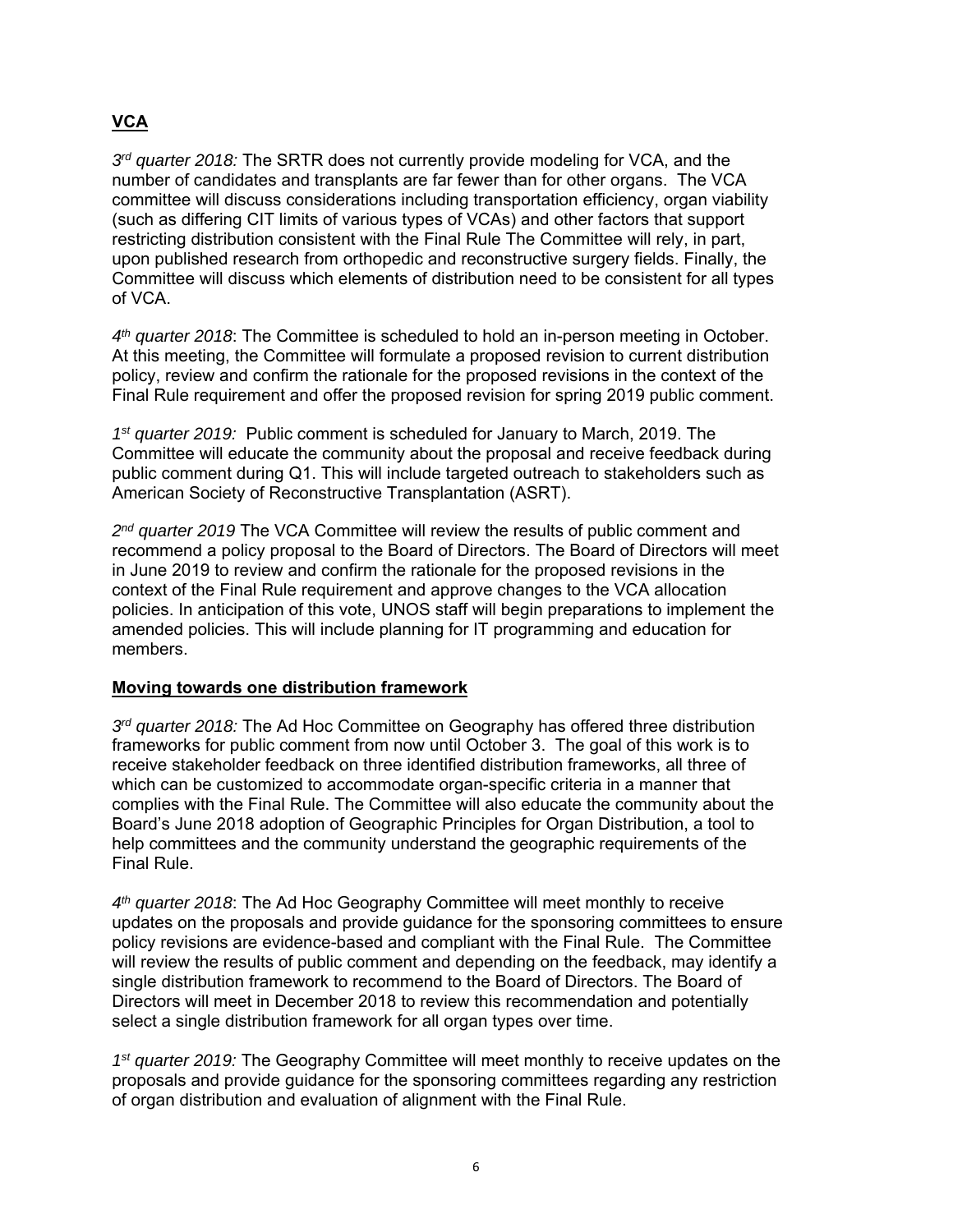## **VCA**

*3rd quarter 2018:* The SRTR does not currently provide modeling for VCA, and the number of candidates and transplants are far fewer than for other organs. The VCA committee will discuss considerations including transportation efficiency, organ viability (such as differing CIT limits of various types of VCAs) and other factors that support restricting distribution consistent with the Final Rule The Committee will rely, in part, upon published research from orthopedic and reconstructive surgery fields. Finally, the Committee will discuss which elements of distribution need to be consistent for all types of VCA.

*4th quarter 2018*: The Committee is scheduled to hold an in-person meeting in October. At this meeting, the Committee will formulate a proposed revision to current distribution policy, review and confirm the rationale for the proposed revisions in the context of the Final Rule requirement and offer the proposed revision for spring 2019 public comment.

*1st quarter 2019:* Public comment is scheduled for January to March, 2019. The Committee will educate the community about the proposal and receive feedback during public comment during Q1. This will include targeted outreach to stakeholders such as American Society of Reconstructive Transplantation (ASRT).

*2nd quarter 2019* The VCA Committee will review the results of public comment and recommend a policy proposal to the Board of Directors. The Board of Directors will meet in June 2019 to review and confirm the rationale for the proposed revisions in the context of the Final Rule requirement and approve changes to the VCA allocation policies. In anticipation of this vote, UNOS staff will begin preparations to implement the amended policies. This will include planning for IT programming and education for members.

## **Moving towards one distribution framework**

*3rd quarter 2018:* The Ad Hoc Committee on Geography has offered three distribution frameworks for public comment from now until October 3. The goal of this work is to receive stakeholder feedback on three identified distribution frameworks, all three of which can be customized to accommodate organ-specific criteria in a manner that complies with the Final Rule. The Committee will also educate the community about the Board's June 2018 adoption of Geographic Principles for Organ Distribution, a tool to help committees and the community understand the geographic requirements of the Final Rule.

*4th quarter 2018*: The Ad Hoc Geography Committee will meet monthly to receive updates on the proposals and provide guidance for the sponsoring committees to ensure policy revisions are evidence-based and compliant with the Final Rule. The Committee will review the results of public comment and depending on the feedback, may identify a single distribution framework to recommend to the Board of Directors. The Board of Directors will meet in December 2018 to review this recommendation and potentially select a single distribution framework for all organ types over time.

*1st quarter 2019:* The Geography Committee will meet monthly to receive updates on the proposals and provide guidance for the sponsoring committees regarding any restriction of organ distribution and evaluation of alignment with the Final Rule.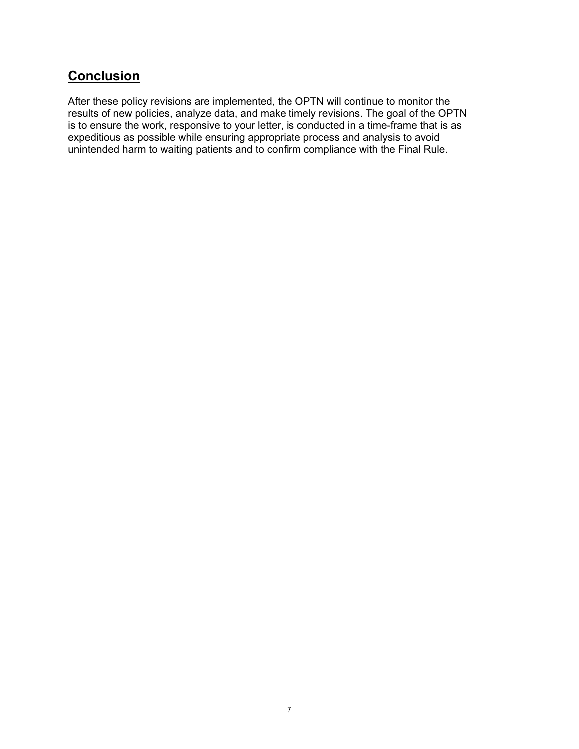## Conclusion

After these policy revisions are implemented, the OPTN will continue to monitor the results of new policies, analyze data, and make timely revisions. The goal of the OPTN is to ensure the work, responsive to your letter, is conducted in a time-frame that is as expeditious as possible while ensuring appropriate process and analysis to avoid unintended harm to waiting patients and to confirm compliance with the Final Rule.